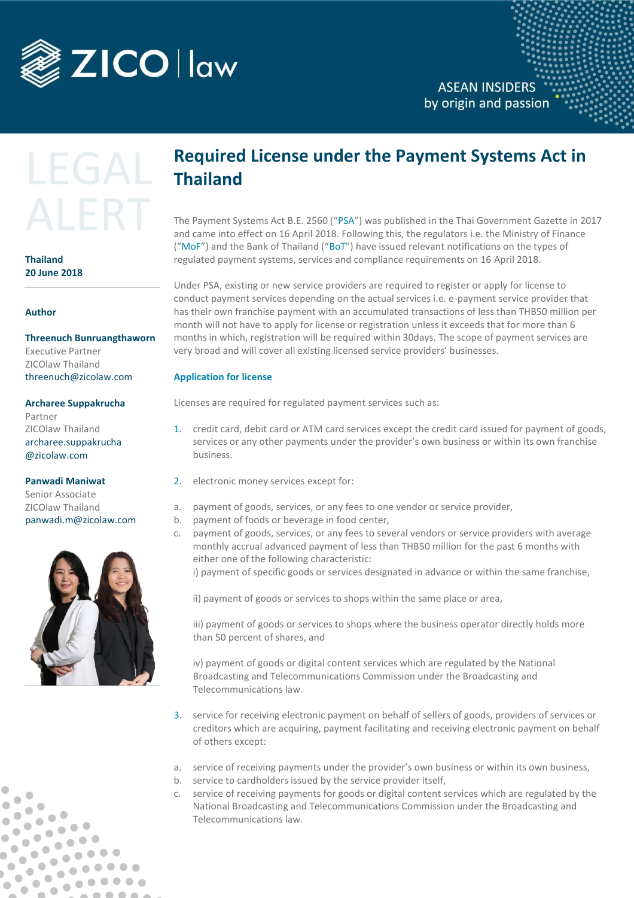# Required License under the Payment Systems Act in Thailand

LEGAL ALERT

**Thailand**
**20 June 2018**

**Author**

**Threenuch Bunruangthaworn**
Executive Partner
ZICOlaw Thailand
threenuch@zicolaw.com

**Archaree Suppakrucha**
Partner
ZICOlaw Thailand
archaree.suppakrucha@zicolaw.com

**Panwadi Maniwat**
Senior Associate
ZICOlaw Thailand
panwadi.m@zicolaw.com

The Payment Systems Act B.E. 2560 ("PSA") was published in the Thai Government Gazette in 2017 and came into effect on 16 April 2018. Following this, the regulators i.e. the Ministry of Finance ("MoF") and the Bank of Thailand ("BoT") have issued relevant notifications on the types of regulated payment systems, services and compliance requirements on 16 April 2018.

Under PSA, existing or new service providers are required to register or apply for license to conduct payment services depending on the actual services i.e. e-payment service provider that has their own franchise payment with an accumulated transactions of less than THB50 million per month will not have to apply for license or registration unless it exceeds that for more than 6 months in which, registration will be required within 30days. The scope of payment services are very broad and will cover all existing licensed service providers' businesses.

## Application for license

Licenses are required for regulated payment services such as:

1. credit card, debit card or ATM card services except the credit card issued for payment of goods, services or any other payments under the provider's own business or within its own franchise business.

2. electronic money services except for:

   a. payment of goods, services, or any fees to one vendor or service provider,
   b. payment of foods or beverage in food center,
   c. payment of goods, services, or any fees to several vendors or service providers with average monthly accrual advanced payment of less than THB50 million for the past 6 months with either one of the following characteristic:
      i) payment of specific goods or services designated in advance or within the same franchise,

      ii) payment of goods or services to shops within the same place or area,

      iii) payment of goods or services to shops where the business operator directly holds more than 50 percent of shares, and

      iv) payment of goods or digital content services which are regulated by the National Broadcasting and Telecommunications Commission under the Broadcasting and Telecommunications law.

3. service for receiving electronic payment on behalf of sellers of goods, providers of services or creditors which are acquiring, payment facilitating and receiving electronic payment on behalf of others except:

   a. service of receiving payments under the provider's own business or within its own business,
   b. service to cardholders issued by the service provider itself,
   c. service of receiving payments for goods or digital content services which are regulated by the National Broadcasting and Telecommunications Commission under the Broadcasting and Telecommunications law.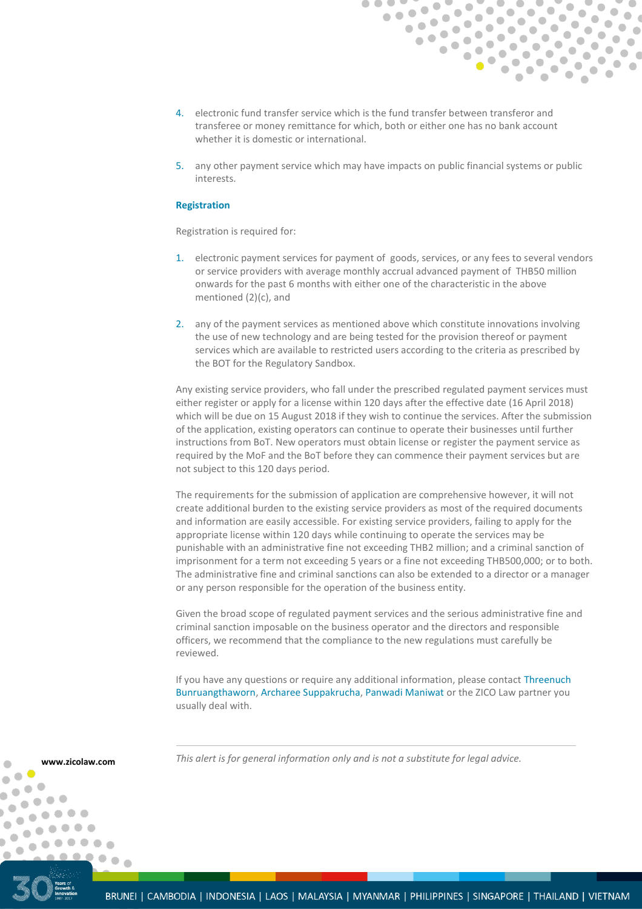4. electronic fund transfer service which is the fund transfer between transferor and transferee or money remittance for which, both or either one has no bank account whether it is domestic or international.

5. any other payment service which may have impacts on public financial systems or public interests.

**Registration**

Registration is required for:

1. electronic payment services for payment of goods, services, or any fees to several vendors or service providers with average monthly accrual advanced payment of THB50 million onwards for the past 6 months with either one of the characteristic in the above mentioned (2)(c), and

2. any of the payment services as mentioned above which constitute innovations involving the use of new technology and are being tested for the provision thereof or payment services which are available to restricted users according to the criteria as prescribed by the BOT for the Regulatory Sandbox.

Any existing service providers, who fall under the prescribed regulated payment services must either register or apply for a license within 120 days after the effective date (16 April 2018) which will be due on 15 August 2018 if they wish to continue the services. After the submission of the application, existing operators can continue to operate their businesses until further instructions from BoT. New operators must obtain license or register the payment service as required by the MoF and the BoT before they can commence their payment services but are not subject to this 120 days period.

The requirements for the submission of application are comprehensive however, it will not create additional burden to the existing service providers as most of the required documents and information are easily accessible. For existing service providers, failing to apply for the appropriate license within 120 days while continuing to operate the services may be punishable with an administrative fine not exceeding THB2 million; and a criminal sanction of imprisonment for a term not exceeding 5 years or a fine not exceeding THB500,000; or to both. The administrative fine and criminal sanctions can also be extended to a director or a manager or any person responsible for the operation of the business entity.

Given the broad scope of regulated payment services and the serious administrative fine and criminal sanction imposable on the business operator and the directors and responsible officers, we recommend that the compliance to the new regulations must carefully be reviewed.

If you have any questions or require any additional information, please contact Threenuch Bunruangthaworn, Archaree Suppakrucha, Panwadi Maniwat or the ZICO Law partner you usually deal with.

*This alert is for general information only and is not a substitute for legal advice.*